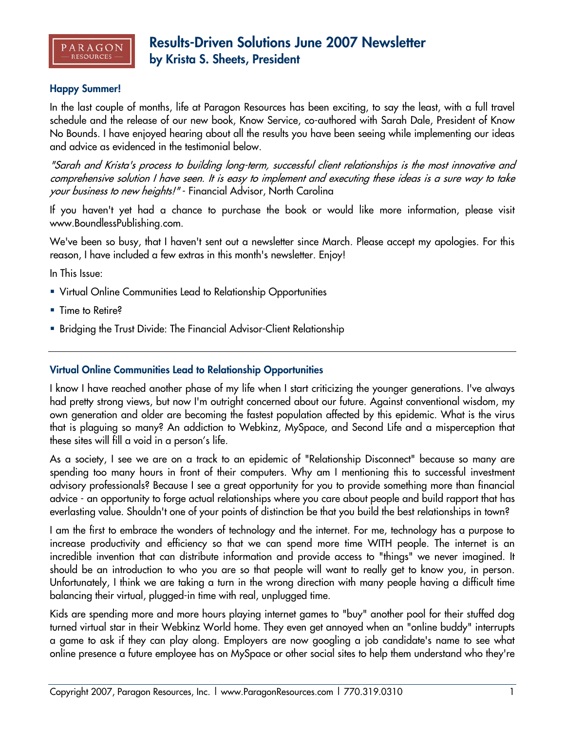PARAGON RESOURCES

# Results-Driven Solutions June 2007 Newsletter
## by Krista S. Sheets, President

### Happy Summer!

In the last couple of months, life at Paragon Resources has been exciting, to say the least, with a full travel schedule and the release of our new book, Know Service, co-authored with Sarah Dale, President of Know No Bounds. I have enjoyed hearing about all the results you have been seeing while implementing our ideas and advice as evidenced in the testimonial below.

*"Sarah and Krista's process to building long-term, successful client relationships is the most innovative and comprehensive solution I have seen. It is easy to implement and executing these ideas is a sure way to take your business to new heights!"* - Financial Advisor, North Carolina

If you haven't yet had a chance to purchase the book or would like more information, please visit www.BoundlessPublishing.com.

We've been so busy, that I haven't sent out a newsletter since March. Please accept my apologies. For this reason, I have included a few extras in this month's newsletter. Enjoy!

In This Issue:

- Virtual Online Communities Lead to Relationship Opportunities
- Time to Retire?
- Bridging the Trust Divide: The Financial Advisor-Client Relationship

---

### Virtual Online Communities Lead to Relationship Opportunities

I know I have reached another phase of my life when I start criticizing the younger generations. I've always had pretty strong views, but now I'm outright concerned about our future. Against conventional wisdom, my own generation and older are becoming the fastest population affected by this epidemic. What is the virus that is plaguing so many? An addiction to Webkinz, MySpace, and Second Life and a misperception that these sites will fill a void in a person's life.

As a society, I see we are on a track to an epidemic of "Relationship Disconnect" because so many are spending too many hours in front of their computers. Why am I mentioning this to successful investment advisory professionals? Because I see a great opportunity for you to provide something more than financial advice - an opportunity to forge actual relationships where you care about people and build rapport that has everlasting value. Shouldn't one of your points of distinction be that you build the best relationships in town?

I am the first to embrace the wonders of technology and the internet. For me, technology has a purpose to increase productivity and efficiency so that we can spend more time WITH people. The internet is an incredible invention that can distribute information and provide access to "things" we never imagined. It should be an introduction to who you are so that people will want to really get to know you, in person. Unfortunately, I think we are taking a turn in the wrong direction with many people having a difficult time balancing their virtual, plugged-in time with real, unplugged time.

Kids are spending more and more hours playing internet games to "buy" another pool for their stuffed dog turned virtual star in their Webkinz World home. They even get annoyed when an "online buddy" interrupts a game to ask if they can play along. Employers are now googling a job candidate's name to see what online presence a future employee has on MySpace or other social sites to help them understand who they're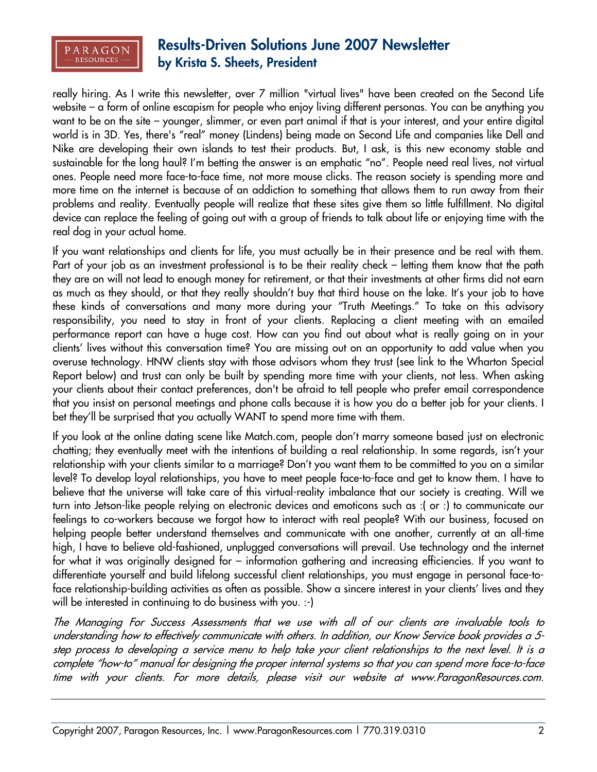really hiring. As I write this newsletter, over 7 million "virtual lives" have been created on the Second Life website – a form of online escapism for people who enjoy living different personas. You can be anything you want to be on the site – younger, slimmer, or even part animal if that is your interest, and your entire digital world is in 3D. Yes, there's "real" money (Lindens) being made on Second Life and companies like Dell and Nike are developing their own islands to test their products. But, I ask, is this new economy stable and sustainable for the long haul? I'm betting the answer is an emphatic "no". People need real lives, not virtual ones. People need more face-to-face time, not more mouse clicks. The reason society is spending more and more time on the internet is because of an addiction to something that allows them to run away from their problems and reality. Eventually people will realize that these sites give them so little fulfillment. No digital device can replace the feeling of going out with a group of friends to talk about life or enjoying time with the real dog in your actual home.

If you want relationships and clients for life, you must actually be in their presence and be real with them. Part of your job as an investment professional is to be their reality check – letting them know that the path they are on will not lead to enough money for retirement, or that their investments at other firms did not earn as much as they should, or that they really shouldn't buy that third house on the lake. It's your job to have these kinds of conversations and many more during your "Truth Meetings." To take on this advisory responsibility, you need to stay in front of your clients. Replacing a client meeting with an emailed performance report can have a huge cost. How can you find out about what is really going on in your clients' lives without this conversation time? You are missing out on an opportunity to add value when you overuse technology. HNW clients stay with those advisors whom they trust (see link to the Wharton Special Report below) and trust can only be built by spending more time with your clients, not less. When asking your clients about their contact preferences, don't be afraid to tell people who prefer email correspondence that you insist on personal meetings and phone calls because it is how you do a better job for your clients. I bet they'll be surprised that you actually WANT to spend more time with them.

If you look at the online dating scene like Match.com, people don't marry someone based just on electronic chatting; they eventually meet with the intentions of building a real relationship. In some regards, isn't your relationship with your clients similar to a marriage? Don't you want them to be committed to you on a similar level? To develop loyal relationships, you have to meet people face-to-face and get to know them. I have to believe that the universe will take care of this virtual-reality imbalance that our society is creating. Will we turn into Jetson-like people relying on electronic devices and emoticons such as :( or :) to communicate our feelings to co-workers because we forgot how to interact with real people? With our business, focused on helping people better understand themselves and communicate with one another, currently at an all-time high, I have to believe old-fashioned, unplugged conversations will prevail. Use technology and the internet for what it was originally designed for – information gathering and increasing efficiencies. If you want to differentiate yourself and build lifelong successful client relationships, you must engage in personal face-to-face relationship-building activities as often as possible. Show a sincere interest in your clients' lives and they will be interested in continuing to do business with you. :-)

*The Managing For Success Assessments that we use with all of our clients are invaluable tools to understanding how to effectively communicate with others. In addition, our Know Service book provides a 5-step process to developing a service menu to help take your client relationships to the next level. It is a complete "how-to" manual for designing the proper internal systems so that you can spend more face-to-face time with your clients. For more details, please visit our website at www.ParagonResources.com.*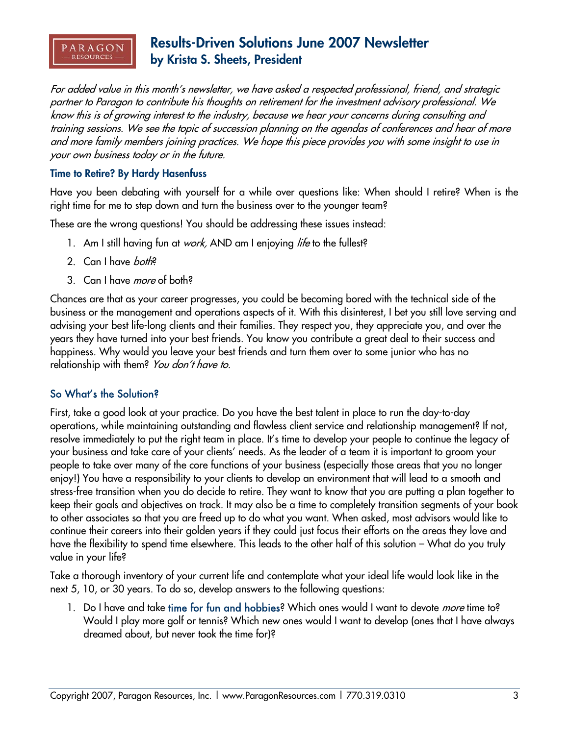# Results-Driven Solutions June 2007 Newsletter
## by Krista S. Sheets, President

*For added value in this month's newsletter, we have asked a respected professional, friend, and strategic partner to Paragon to contribute his thoughts on retirement for the investment advisory professional. We know this is of growing interest to the industry, because we hear your concerns during consulting and training sessions. We see the topic of succession planning on the agendas of conferences and hear of more and more family members joining practices. We hope this piece provides you with some insight to use in your own business today or in the future.*

### Time to Retire? By Hardy Hasenfuss

Have you been debating with yourself for a while over questions like: When should I retire? When is the right time for me to step down and turn the business over to the younger team?

These are the wrong questions! You should be addressing these issues instead:

1. Am I still having fun at *work,* AND am I enjoying *life* to the fullest?
2. Can I have *both*?
3. Can I have *more* of both?

Chances are that as your career progresses, you could be becoming bored with the technical side of the business or the management and operations aspects of it. With this disinterest, I bet you still love serving and advising your best life-long clients and their families. They respect you, they appreciate you, and over the years they have turned into your best friends. You know you contribute a great deal to their success and happiness. Why would you leave your best friends and turn them over to some junior who has no relationship with them? *You don't have to.*

### So What's the Solution?

First, take a good look at your practice. Do you have the best talent in place to run the day-to-day operations, while maintaining outstanding and flawless client service and relationship management? If not, resolve immediately to put the right team in place. It's time to develop your people to continue the legacy of your business and take care of your clients' needs. As the leader of a team it is important to groom your people to take over many of the core functions of your business (especially those areas that you no longer enjoy!) You have a responsibility to your clients to develop an environment that will lead to a smooth and stress-free transition when you do decide to retire. They want to know that you are putting a plan together to keep their goals and objectives on track. It may also be a time to completely transition segments of your book to other associates so that you are freed up to do what you want. When asked, most advisors would like to continue their careers into their golden years if they could just focus their efforts on the areas they love and have the flexibility to spend time elsewhere. This leads to the other half of this solution – What do you truly value in your life?

Take a thorough inventory of your current life and contemplate what your ideal life would look like in the next 5, 10, or 30 years. To do so, develop answers to the following questions:

1. Do I have and take time for fun and hobbies? Which ones would I want to devote *more* time to? Would I play more golf or tennis? Which new ones would I want to develop (ones that I have always dreamed about, but never took the time for)?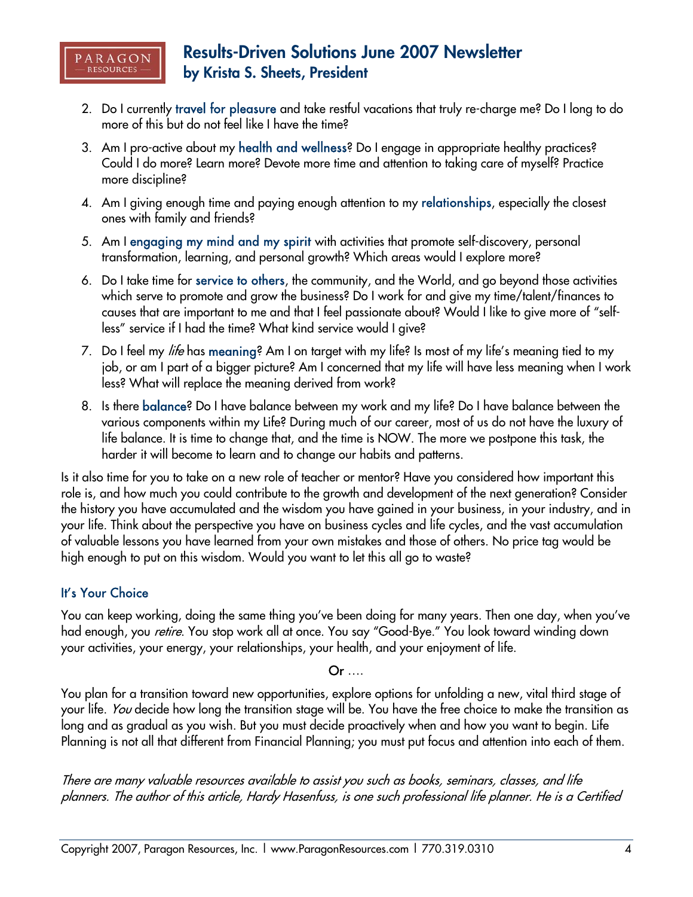2. Do I currently travel for pleasure and take restful vacations that truly re-charge me? Do I long to do more of this but do not feel like I have the time?
3. Am I pro-active about my health and wellness? Do I engage in appropriate healthy practices? Could I do more? Learn more? Devote more time and attention to taking care of myself? Practice more discipline?
4. Am I giving enough time and paying enough attention to my relationships, especially the closest ones with family and friends?
5. Am I engaging my mind and my spirit with activities that promote self-discovery, personal transformation, learning, and personal growth? Which areas would I explore more?
6. Do I take time for service to others, the community, and the World, and go beyond those activities which serve to promote and grow the business? Do I work for and give my time/talent/finances to causes that are important to me and that I feel passionate about? Would I like to give more of "self-less" service if I had the time? What kind service would I give?
7. Do I feel my *life* has meaning? Am I on target with my life? Is most of my life's meaning tied to my job, or am I part of a bigger picture? Am I concerned that my life will have less meaning when I work less? What will replace the meaning derived from work?
8. Is there balance? Do I have balance between my work and my life? Do I have balance between the various components within my Life? During much of our career, most of us do not have the luxury of life balance. It is time to change that, and the time is NOW. The more we postpone this task, the harder it will become to learn and to change our habits and patterns.

Is it also time for you to take on a new role of teacher or mentor? Have you considered how important this role is, and how much you could contribute to the growth and development of the next generation? Consider the history you have accumulated and the wisdom you have gained in your business, in your industry, and in your life. Think about the perspective you have on business cycles and life cycles, and the vast accumulation of valuable lessons you have learned from your own mistakes and those of others. No price tag would be high enough to put on this wisdom. Would you want to let this all go to waste?

### It's Your Choice

You can keep working, doing the same thing you've been doing for many years. Then one day, when you've had enough, you *retire*. You stop work all at once. You say "Good-Bye." You look toward winding down your activities, your energy, your relationships, your health, and your enjoyment of life.

Or ….

You plan for a transition toward new opportunities, explore options for unfolding a new, vital third stage of your life. *You* decide how long the transition stage will be. You have the free choice to make the transition as long and as gradual as you wish. But you must decide proactively when and how you want to begin. Life Planning is not all that different from Financial Planning; you must put focus and attention into each of them.

*There are many valuable resources available to assist you such as books, seminars, classes, and life planners. The author of this article, Hardy Hasenfuss, is one such professional life planner. He is a Certified*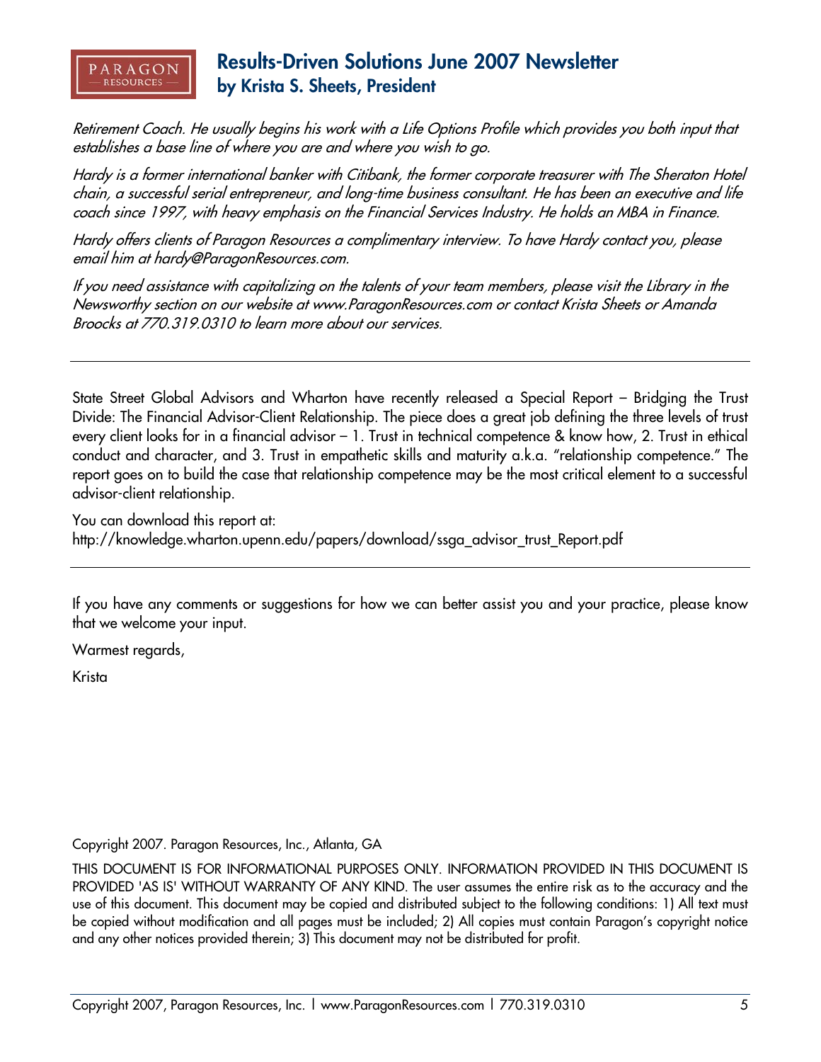*Retirement Coach. He usually begins his work with a Life Options Profile which provides you both input that establishes a base line of where you are and where you wish to go.*

*Hardy is a former international banker with Citibank, the former corporate treasurer with The Sheraton Hotel chain, a successful serial entrepreneur, and long-time business consultant. He has been an executive and life coach since 1997, with heavy emphasis on the Financial Services Industry. He holds an MBA in Finance.*

*Hardy offers clients of Paragon Resources a complimentary interview. To have Hardy contact you, please email him at hardy@ParagonResources.com.*

*If you need assistance with capitalizing on the talents of your team members, please visit the Library in the Newsworthy section on our website at www.ParagonResources.com or contact Krista Sheets or Amanda Broocks at 770.319.0310 to learn more about our services.*

---

State Street Global Advisors and Wharton have recently released a Special Report – Bridging the Trust Divide: The Financial Advisor-Client Relationship. The piece does a great job defining the three levels of trust every client looks for in a financial advisor – 1. Trust in technical competence & know how, 2. Trust in ethical conduct and character, and 3. Trust in empathetic skills and maturity a.k.a. "relationship competence." The report goes on to build the case that relationship competence may be the most critical element to a successful advisor-client relationship.

You can download this report at:
http://knowledge.wharton.upenn.edu/papers/download/ssga_advisor_trust_Report.pdf

---

If you have any comments or suggestions for how we can better assist you and your practice, please know that we welcome your input.

Warmest regards,

Krista

Copyright 2007. Paragon Resources, Inc., Atlanta, GA

THIS DOCUMENT IS FOR INFORMATIONAL PURPOSES ONLY. INFORMATION PROVIDED IN THIS DOCUMENT IS PROVIDED 'AS IS' WITHOUT WARRANTY OF ANY KIND. The user assumes the entire risk as to the accuracy and the use of this document. This document may be copied and distributed subject to the following conditions: 1) All text must be copied without modification and all pages must be included; 2) All copies must contain Paragon's copyright notice and any other notices provided therein; 3) This document may not be distributed for profit.